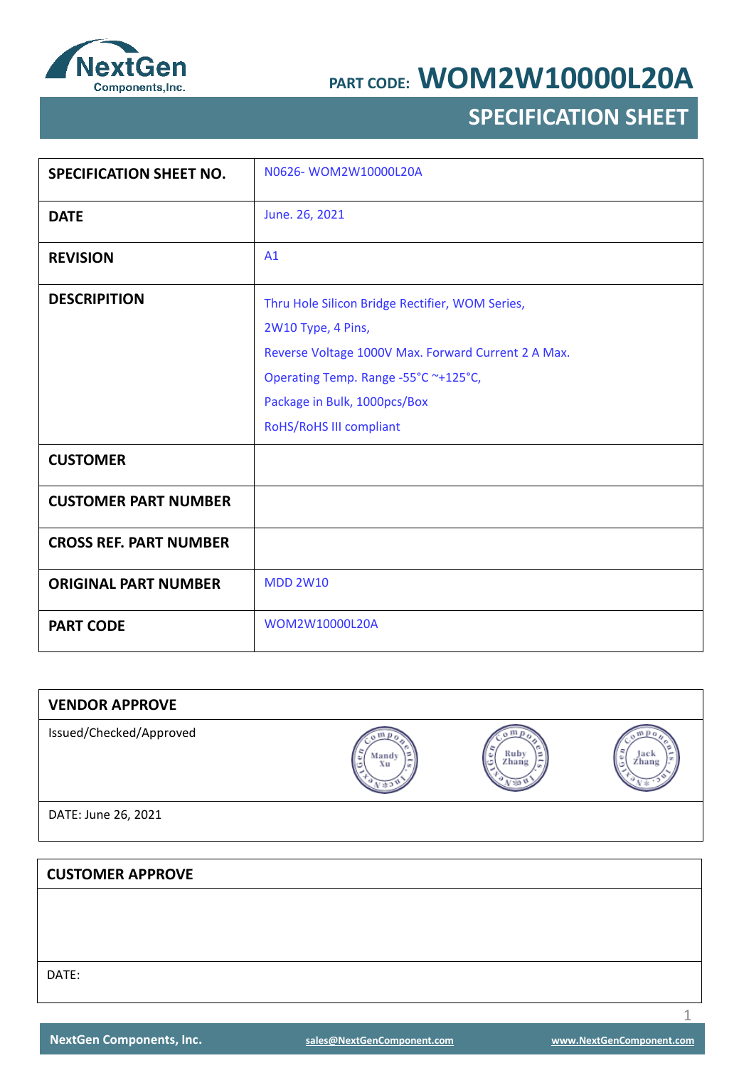NextGen Components,Inc.

PART CODE: **WOM2W10000L20A**

# SPECIFICATION SHEET

| | |
|---|---|
| **SPECIFICATION SHEET NO.** | N0626- WOM2W10000L20A |
| **DATE** | June. 26, 2021 |
| **REVISION** | A1 |
| **DESCRIPITION** | Thru Hole Silicon Bridge Rectifier, WOM Series,<br>2W10 Type, 4 Pins,<br>Reverse Voltage 1000V Max. Forward Current 2 A Max.<br>Operating Temp. Range -55°C ~+125°C,<br>Package in Bulk, 1000pcs/Box<br>RoHS/RoHS III compliant |
| **CUSTOMER** | |
| **CUSTOMER PART NUMBER** | |
| **CROSS REF. PART NUMBER** | |
| **ORIGINAL PART NUMBER** | MDD 2W10 |
| **PART CODE** | WOM2W10000L20A |

| **VENDOR APPROVE** | | | |
|---|---|---|---|
| Issued/Checked/Approved | Mandy Xu | Ruby Zhang | Jack Zhang |
| DATE: June 26, 2021 | | | |

| **CUSTOMER APPROVE** |
|---|
| |
| DATE: |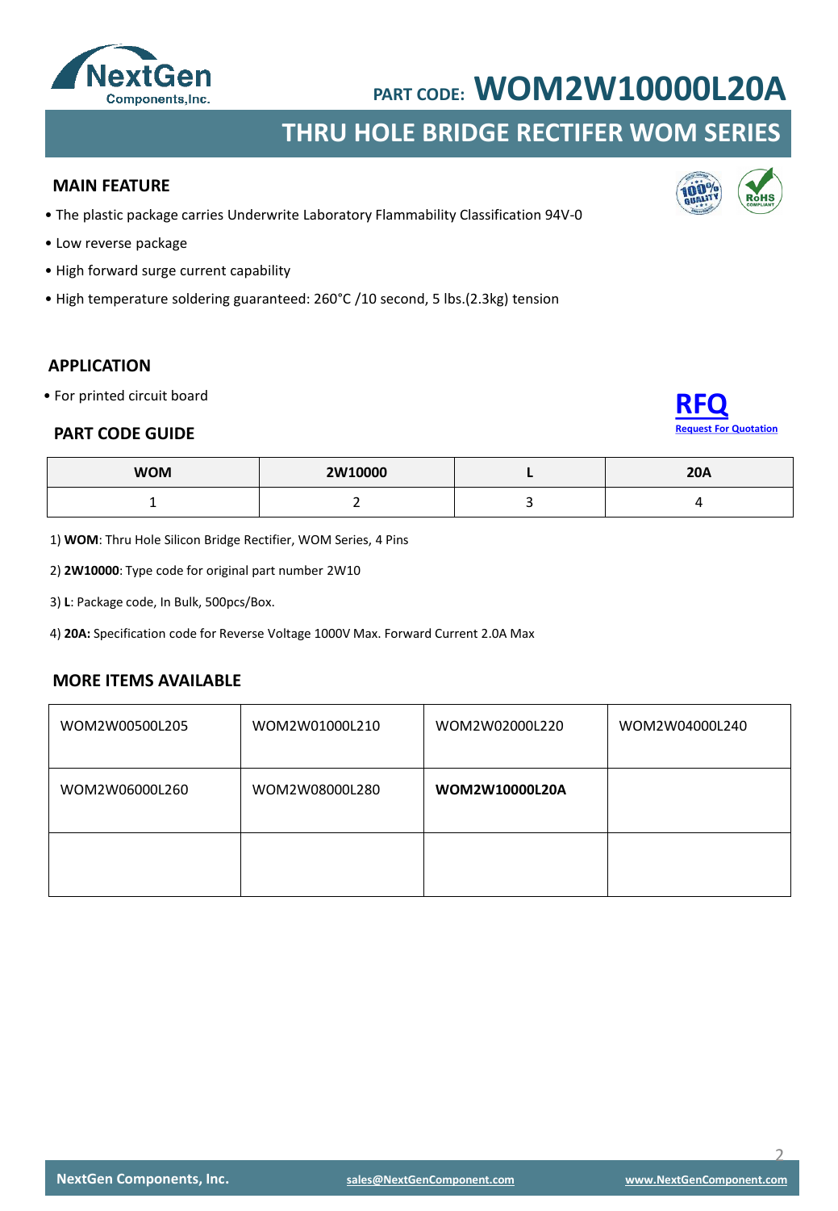PART CODE: **WOM2W10000L20A**

# THRU HOLE BRIDGE RECTIFER WOM SERIES

## MAIN FEATURE

- The plastic package carries Underwrite Laboratory Flammability Classification 94V-0
- Low reverse package
- High forward surge current capability
- High temperature soldering guaranteed: 260°C /10 second, 5 lbs.(2.3kg) tension

## APPLICATION

- For printed circuit board

**RFQ**
Request For Quotation

## PART CODE GUIDE

| WOM | 2W10000 | L | 20A |
|---|---|---|---|
| 1 | 2 | 3 | 4 |

1) **WOM**: Thru Hole Silicon Bridge Rectifier, WOM Series, 4 Pins

2) **2W10000**: Type code for original part number 2W10

3) **L**: Package code, In Bulk, 500pcs/Box.

4) **20A:** Specification code for Reverse Voltage 1000V Max. Forward Current 2.0A Max

## MORE ITEMS AVAILABLE

| | | | |
|---|---|---|---|
| WOM2W00500L205 | WOM2W01000L210 | WOM2W02000L220 | WOM2W04000L240 |
| WOM2W06000L260 | WOM2W08000L280 | **WOM2W10000L20A** | |
| | | | |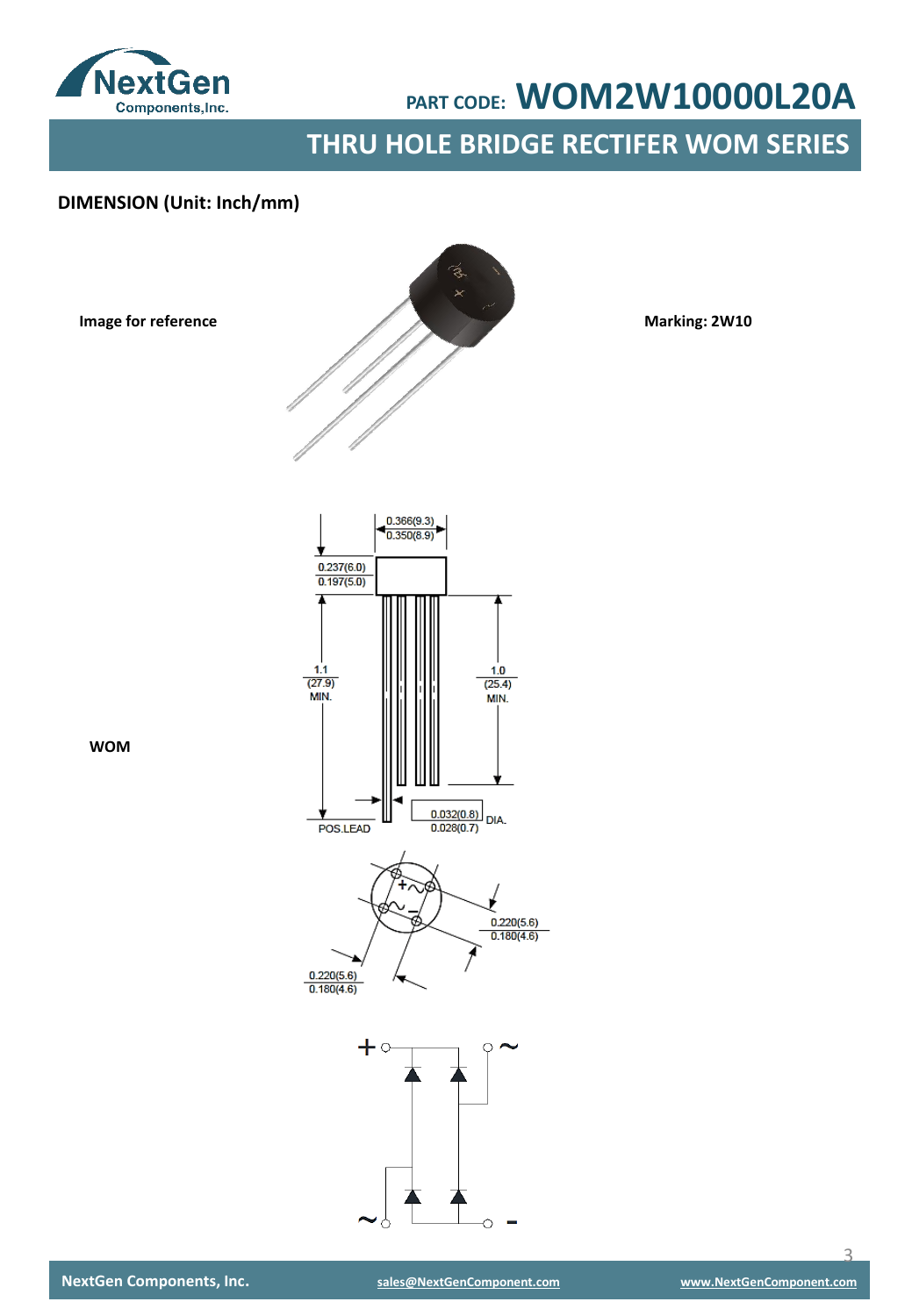# PART CODE: WOM2W10000L20A

## THRU HOLE BRIDGE RECTIFER WOM SERIES

**DIMENSION (Unit: Inch/mm)**

**Image for reference**

**Marking: 2W10**

**WOM**

0.366(9.3)
0.350(8.9)

0.237(6.0)
0.197(5.0)

1.1
(27.9)
MIN.

1.0
(25.4)
MIN.

POS.LEAD

0.032(0.8)
0.028(0.7)
DIA.

0.220(5.6)
0.180(4.6)

0.220(5.6)
0.180(4.6)

+ ~ ~ -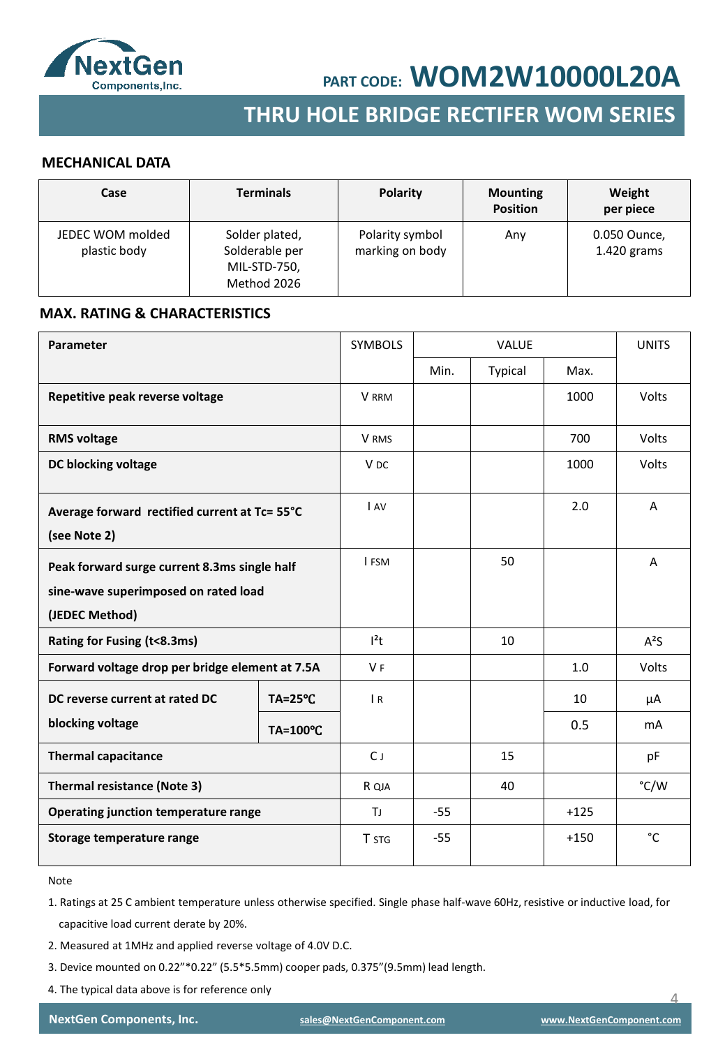**PART CODE: WOM2W10000L20A**

# THRU HOLE BRIDGE RECTIFER WOM SERIES

## MECHANICAL DATA

| Case | Terminals | Polarity | Mounting Position | Weight per piece |
|---|---|---|---|---|
| JEDEC WOM molded plastic body | Solder plated, Solderable per MIL-STD-750, Method 2026 | Polarity symbol marking on body | Any | 0.050 Ounce, 1.420 grams |

## MAX. RATING & CHARACTERISTICS

| Parameter | | SYMBOLS | VALUE | | | UNITS |
|---|---|---|---|---|---|---|
| | | | Min. | Typical | Max. | |
| **Repetitive peak reverse voltage** | | $V_{RRM}$ | | | 1000 | Volts |
| **RMS voltage** | | $V_{RMS}$ | | | 700 | Volts |
| **DC blocking voltage** | | $V_{DC}$ | | | 1000 | Volts |
| **Average forward rectified current at Tc= 55°C (see Note 2)** | | $I_{AV}$ | | | 2.0 | A |
| **Peak forward surge current 8.3ms single half sine-wave superimposed on rated load (JEDEC Method)** | | $I_{FSM}$ | | 50 | | A |
| **Rating for Fusing (t<8.3ms)** | | $I^2t$ | | 10 | | $A^2S$ |
| **Forward voltage drop per bridge element at 7.5A** | | $V_F$ | | | 1.0 | Volts |
| **DC reverse current at rated DC blocking voltage** | **TA=25℃** | $I_R$ | | | 10 | µA |
| | **TA=100℃** | | | | 0.5 | mA |
| **Thermal capacitance** | | $C_J$ | | 15 | | pF |
| **Thermal resistance (Note 3)** | | $R_{QJA}$ | | 40 | | °C/W |
| **Operating junction temperature range** | | $T_J$ | -55 | | +125 | |
| **Storage temperature range** | | $T_{STG}$ | -55 | | +150 | °C |

Note

1. Ratings at 25 C ambient temperature unless otherwise specified. Single phase half-wave 60Hz, resistive or inductive load, for capacitive load current derate by 20%.
2. Measured at 1MHz and applied reverse voltage of 4.0V D.C.
3. Device mounted on 0.22”*0.22” (5.5*5.5mm) cooper pads, 0.375”(9.5mm) lead length.
4. The typical data above is for reference only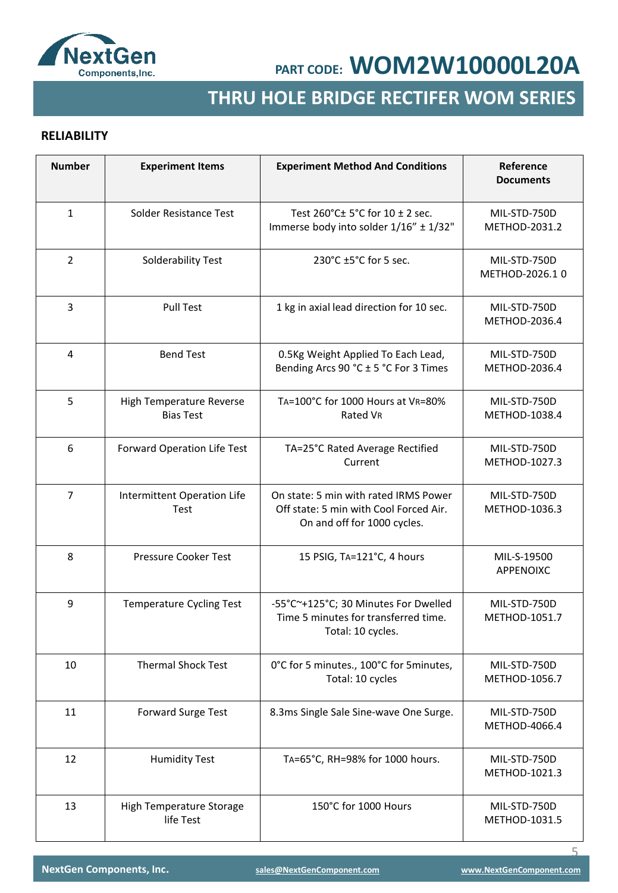## RELIABILITY

| Number | Experiment Items | Experiment Method And Conditions | Reference Documents |
|---|---|---|---|
| 1 | Solder Resistance Test | Test 260°C± 5°C for 10 ± 2 sec. Immerse body into solder 1/16" ± 1/32" | MIL-STD-750D METHOD-2031.2 |
| 2 | Solderability Test | 230°C ±5°C for 5 sec. | MIL-STD-750D METHOD-2026.1 0 |
| 3 | Pull Test | 1 kg in axial lead direction for 10 sec. | MIL-STD-750D METHOD-2036.4 |
| 4 | Bend Test | 0.5Kg Weight Applied To Each Lead, Bending Arcs 90 °C ± 5 °C For 3 Times | MIL-STD-750D METHOD-2036.4 |
| 5 | High Temperature Reverse Bias Test | $T_A$=100°C for 1000 Hours at $V_R$=80% Rated $V_R$ | MIL-STD-750D METHOD-1038.4 |
| 6 | Forward Operation Life Test | TA=25°C Rated Average Rectified Current | MIL-STD-750D METHOD-1027.3 |
| 7 | Intermittent Operation Life Test | On state: 5 min with rated IRMS Power Off state: 5 min with Cool Forced Air. On and off for 1000 cycles. | MIL-STD-750D METHOD-1036.3 |
| 8 | Pressure Cooker Test | 15 PSIG, $T_A$=121°C, 4 hours | MIL-S-19500 APPENOIXC |
| 9 | Temperature Cycling Test | -55°C~+125°C; 30 Minutes For Dwelled Time 5 minutes for transferred time. Total: 10 cycles. | MIL-STD-750D METHOD-1051.7 |
| 10 | Thermal Shock Test | 0°C for 5 minutes., 100°C for 5minutes, Total: 10 cycles | MIL-STD-750D METHOD-1056.7 |
| 11 | Forward Surge Test | 8.3ms Single Sale Sine-wave One Surge. | MIL-STD-750D METHOD-4066.4 |
| 12 | Humidity Test | $T_A$=65°C, RH=98% for 1000 hours. | MIL-STD-750D METHOD-1021.3 |
| 13 | High Temperature Storage life Test | 150°C for 1000 Hours | MIL-STD-750D METHOD-1031.5 |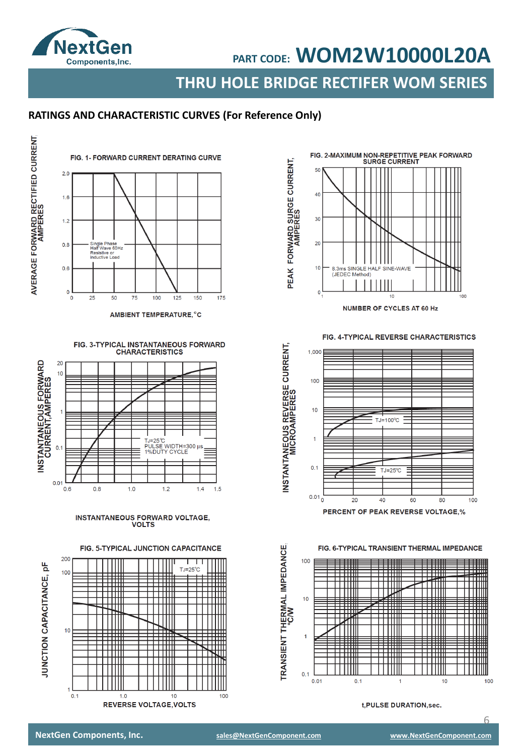# PART CODE: WOM2W10000L20A

## THRU HOLE BRIDGE RECTIFER WOM SERIES

### RATINGS AND CHARACTERISTIC CURVES (For Reference Only)

FIG. 1- FORWARD CURRENT DERATING CURVE

AVERAGE FORWARD RECTIFIED CURRENT, AMPERES

Single Phase
Half Wave 60Hz
Resistive or
Inductive Load

AMBIENT TEMPERATURE,°C

FIG. 2-MAXIMUM NON-REPETITIVE PEAK FORWARD SURGE CURRENT

PEAK FORWARD SURGE CURRENT, AMPERES

8.3ms SINGLE HALF SINE-WAVE
(JEDEC Method)

NUMBER OF CYCLES AT 60 Hz

FIG. 3-TYPICAL INSTANTANEOUS FORWARD CHARACTERISTICS

INSTANTANEOUS FORWARD CURRENT,AMPERES

TJ=25℃
PULSE WIDTH=300 μs
1%DUTY CYCLE

INSTANTANEOUS FORWARD VOLTAGE, VOLTS

FIG. 4-TYPICAL REVERSE CHARACTERISTICS

INSTANTANEOUS REVERSE CURRENT, MICROAMPERES

TJ=100℃

TJ=25℃

PERCENT OF PEAK REVERSE VOLTAGE,%

FIG. 5-TYPICAL JUNCTION CAPACITANCE

JUNCTION CAPACITANCE, pF

TJ=25℃

REVERSE VOLTAGE,VOLTS

FIG. 6-TYPICAL TRANSIENT THERMAL IMPEDANCE

TRANSIENT THERMAL IMPEDANCE, °C/W

t,PULSE DURATION,sec.

NextGen Components, Inc. sales@NextGenComponent.com www.NextGenComponent.com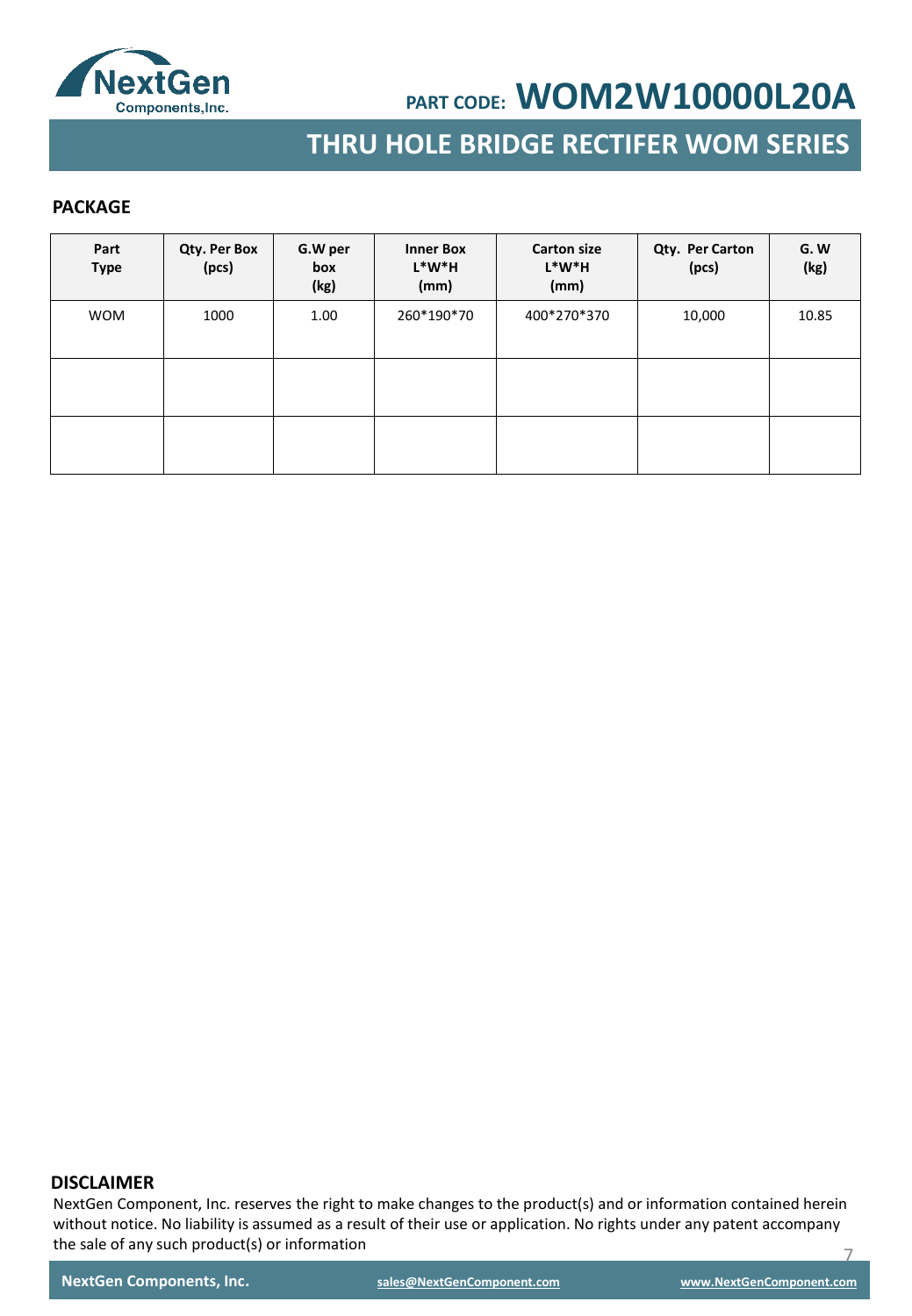## PACKAGE

| Part Type | Qty. Per Box (pcs) | G.W per box (kg) | Inner Box L*W*H (mm) | Carton size L*W*H (mm) | Qty. Per Carton (pcs) | G. W (kg) |
|---|---|---|---|---|---|---|
| WOM | 1000 | 1.00 | 260*190*70 | 400*270*370 | 10,000 | 10.85 |
| | | | | | | |
| | | | | | | |

## DISCLAIMER

NextGen Component, Inc. reserves the right to make changes to the product(s) and or information contained herein without notice. No liability is assumed as a result of their use or application. No rights under any patent accompany the sale of any such product(s) or information